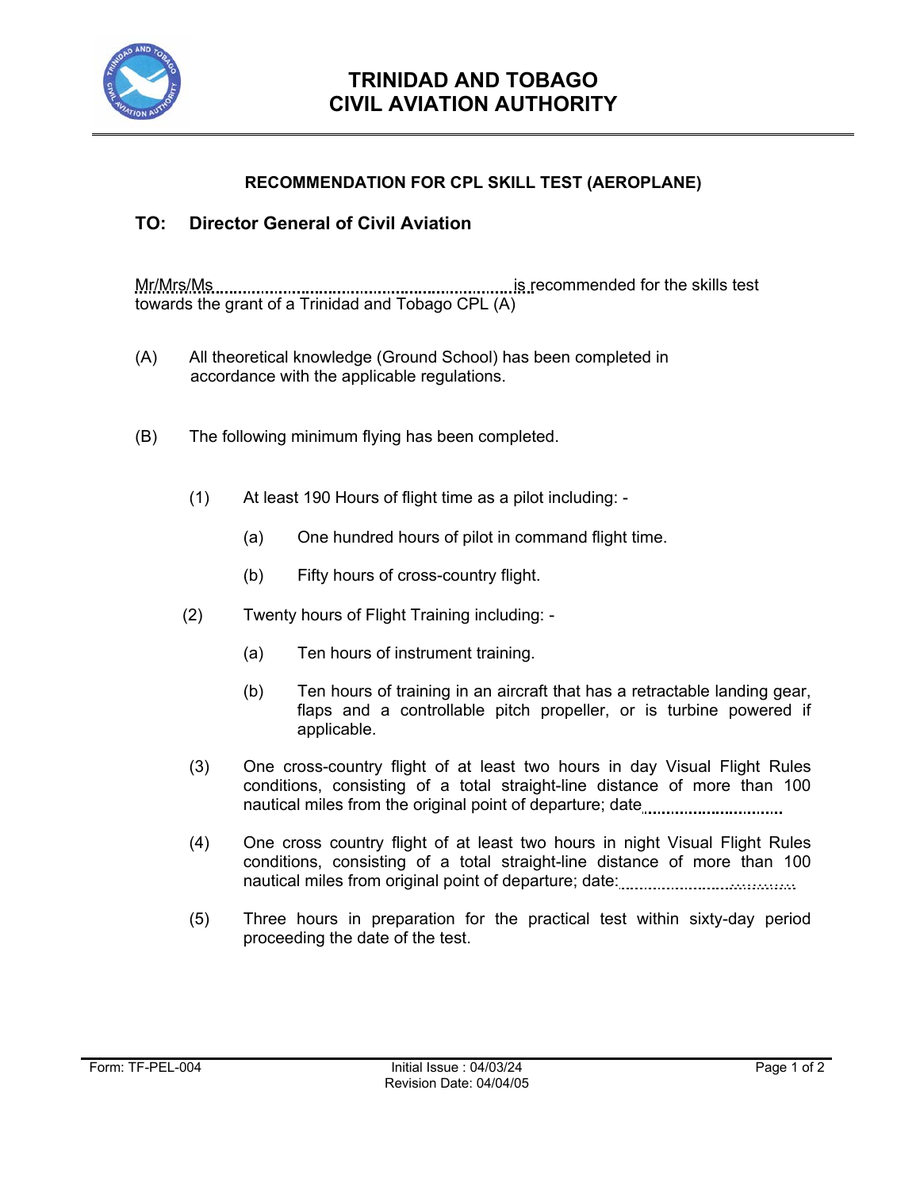# TRINIDAD AND TOBAGO CIVIL AVIATION AUTHORITY

## RECOMMENDATION FOR CPL SKILL TEST (AEROPLANE)

**TO: Director General of Civil Aviation**

Mr/Mrs/Ms ................................................................... is recommended for the skills test towards the grant of a Trinidad and Tobago CPL (A)

(A) All theoretical knowledge (Ground School) has been completed in accordance with the applicable regulations.

(B) The following minimum flying has been completed.

(1) At least 190 Hours of flight time as a pilot including: -

(a) One hundred hours of pilot in command flight time.

(b) Fifty hours of cross-country flight.

(2) Twenty hours of Flight Training including: -

(a) Ten hours of instrument training.

(b) Ten hours of training in an aircraft that has a retractable landing gear, flaps and a controllable pitch propeller, or is turbine powered if applicable.

(3) One cross-country flight of at least two hours in day Visual Flight Rules conditions, consisting of a total straight-line distance of more than 100 nautical miles from the original point of departure; date..............................

(4) One cross country flight of at least two hours in night Visual Flight Rules conditions, consisting of a total straight-line distance of more than 100 nautical miles from original point of departure; date:...................................

(5) Three hours in preparation for the practical test within sixty-day period proceeding the date of the test.

Form: TF-PEL-004 Initial Issue : 04/03/24 Revision Date: 04/04/05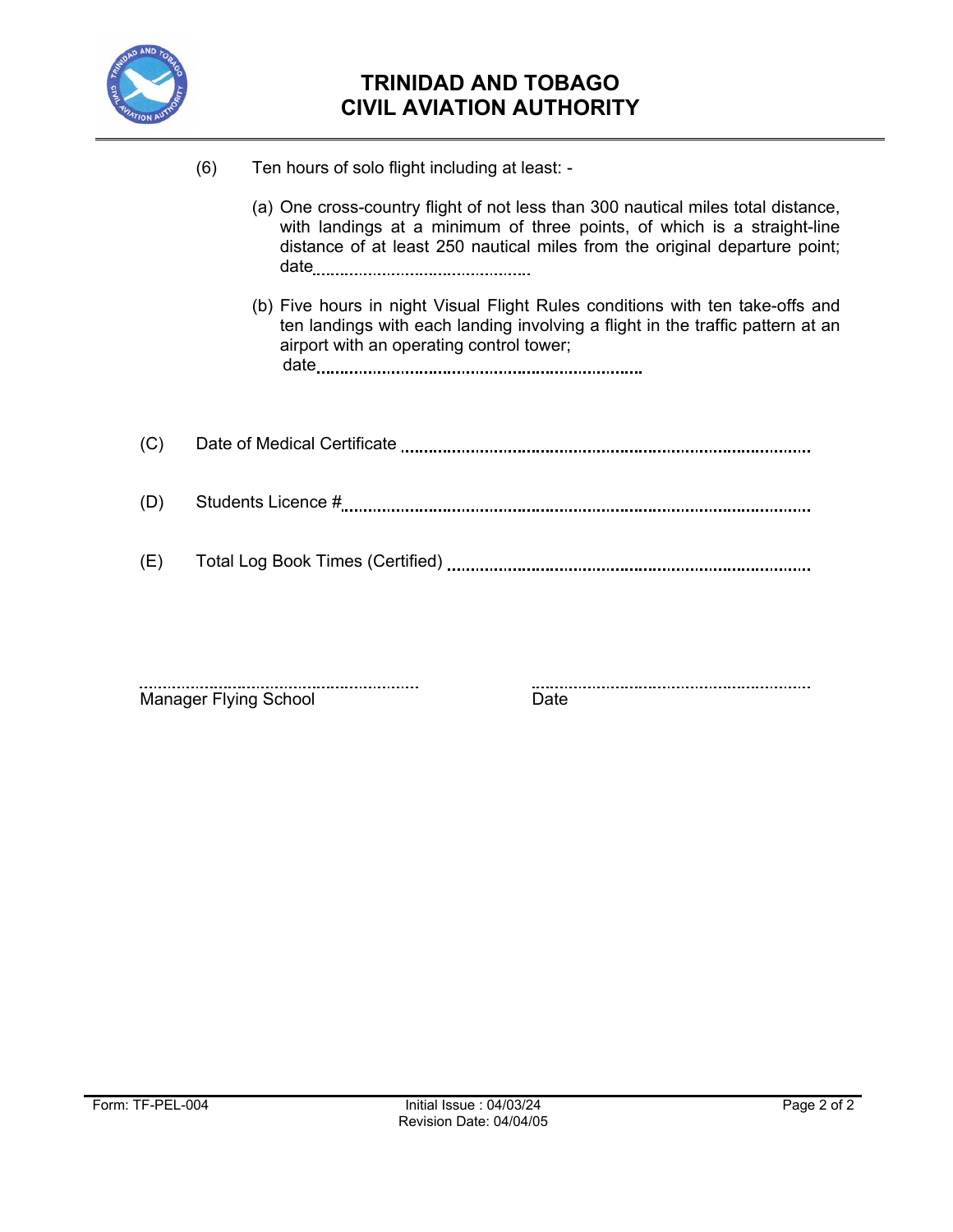(6) Ten hours of solo flight including at least: -

(a) One cross-country flight of not less than 300 nautical miles total distance, with landings at a minimum of three points, of which is a straight-line distance of at least 250 nautical miles from the original departure point; date...............................................

(b) Five hours in night Visual Flight Rules conditions with ten take-offs and ten landings with each landing involving a flight in the traffic pattern at an airport with an operating control tower; date.....................................................................

(C) Date of Medical Certificate ......................................................................................

(D) Students Licence #....................................................................................................

(E) Total Log Book Times (Certified) ..............................................................................

............................................................... Manager Flying School

............................................................... Date